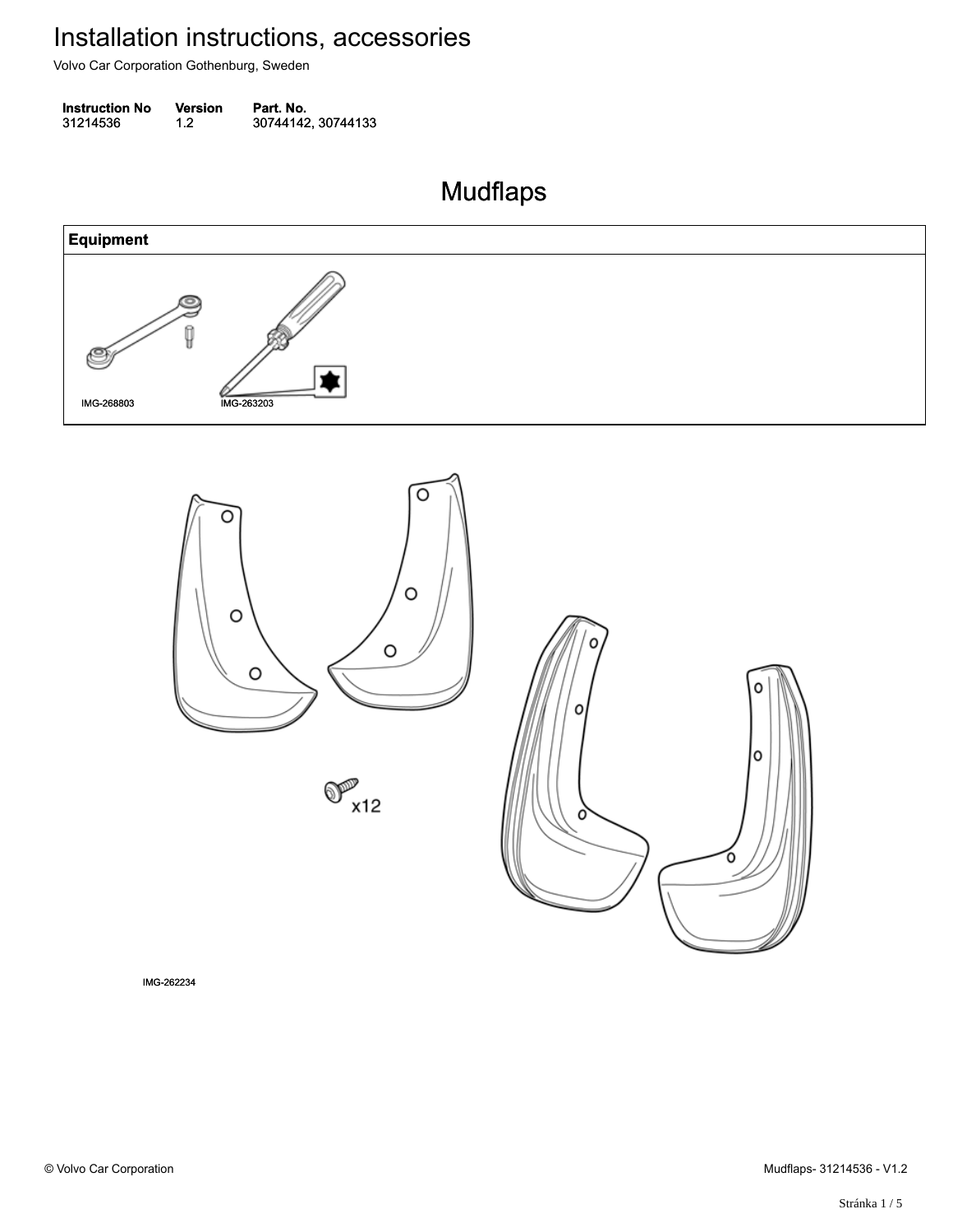# Installation instructions, accessories

Volvo Car Corporation Gothenburg, Sweden

| Instruction No | Version | Part. No. |
| --- | --- | --- |
| 31214536 | 1.2 | 30744142, 30744133 |

## Mudflaps

| Equipment |
| --- |
| IMG-268803 IMG-263203 |

x12

IMG-262234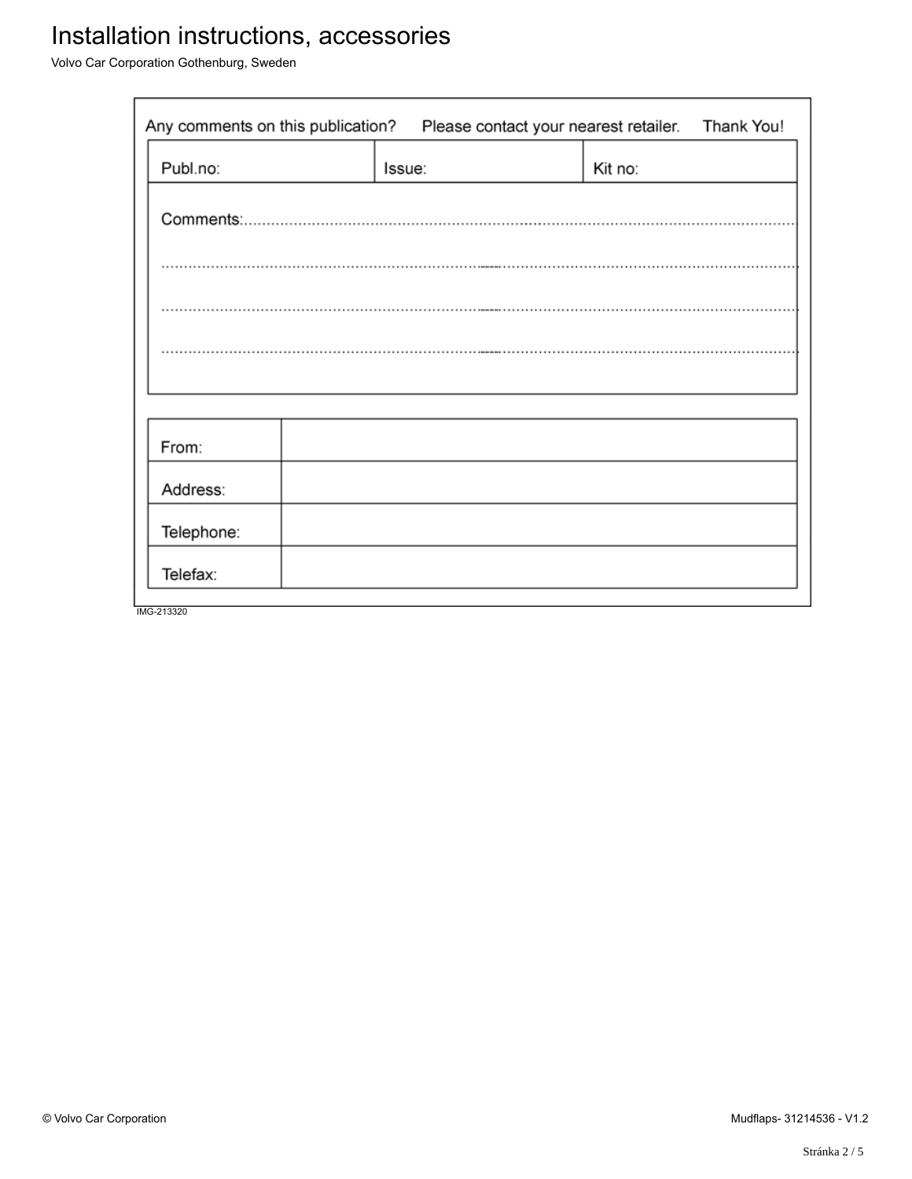# Installation instructions, accessories

Volvo Car Corporation Gothenburg, Sweden

Any comments on this publication? Please contact your nearest retailer. Thank You!

| Publ.no: | Issue: | Kit no: |
|---|---|---|

Comments:.......................................................................................................................................

..........................................................................................................................................................

..........................................................................................................................................................

..........................................................................................................................................................

| From: | |
|---|---|
| Address: | |
| Telephone: | |
| Telefax: | |

IMG-213320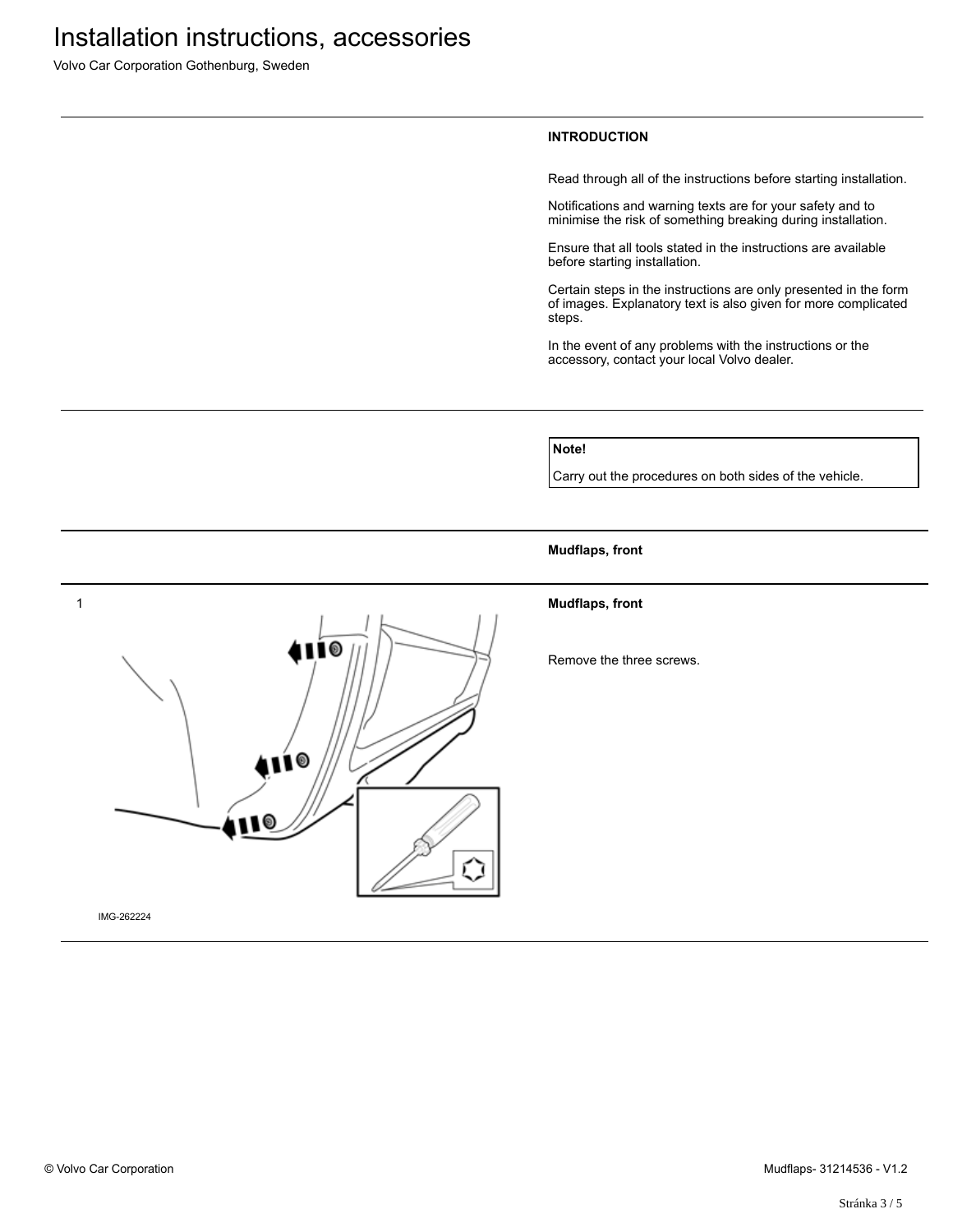## INTRODUCTION

Read through all of the instructions before starting installation.

Notifications and warning texts are for your safety and to minimise the risk of something breaking during installation.

Ensure that all tools stated in the instructions are available before starting installation.

Certain steps in the instructions are only presented in the form of images. Explanatory text is also given for more complicated steps.

In the event of any problems with the instructions or the accessory, contact your local Volvo dealer.

**Note!**

Carry out the procedures on both sides of the vehicle.

## Mudflaps, front

1

IMG-262224

**Mudflaps, front**

Remove the three screws.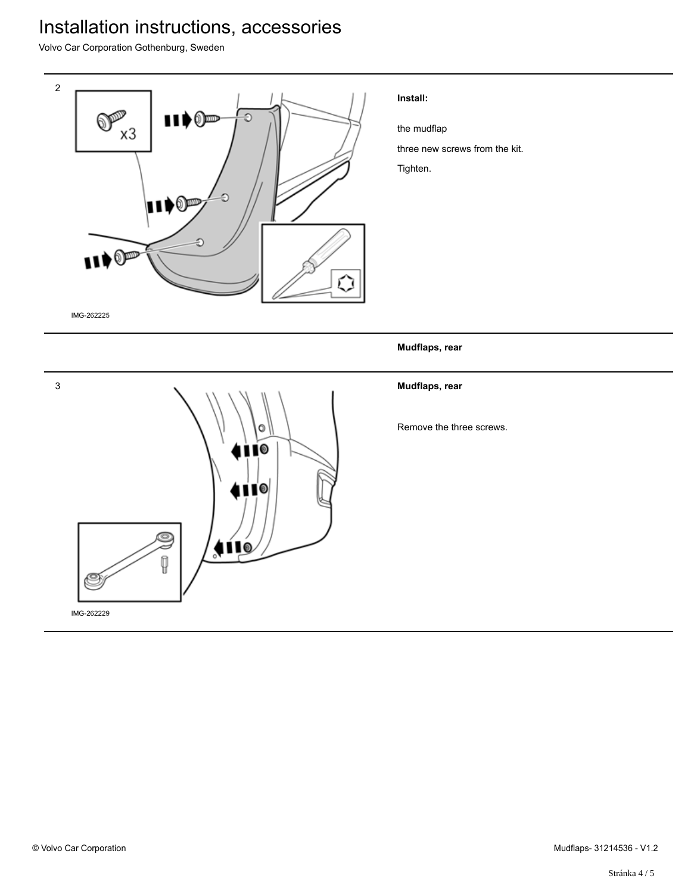2

**Install:**

the mudflap

three new screws from the kit.

Tighten.

IMG-262225

**Mudflaps, rear**

3

**Mudflaps, rear**

Remove the three screws.

IMG-262229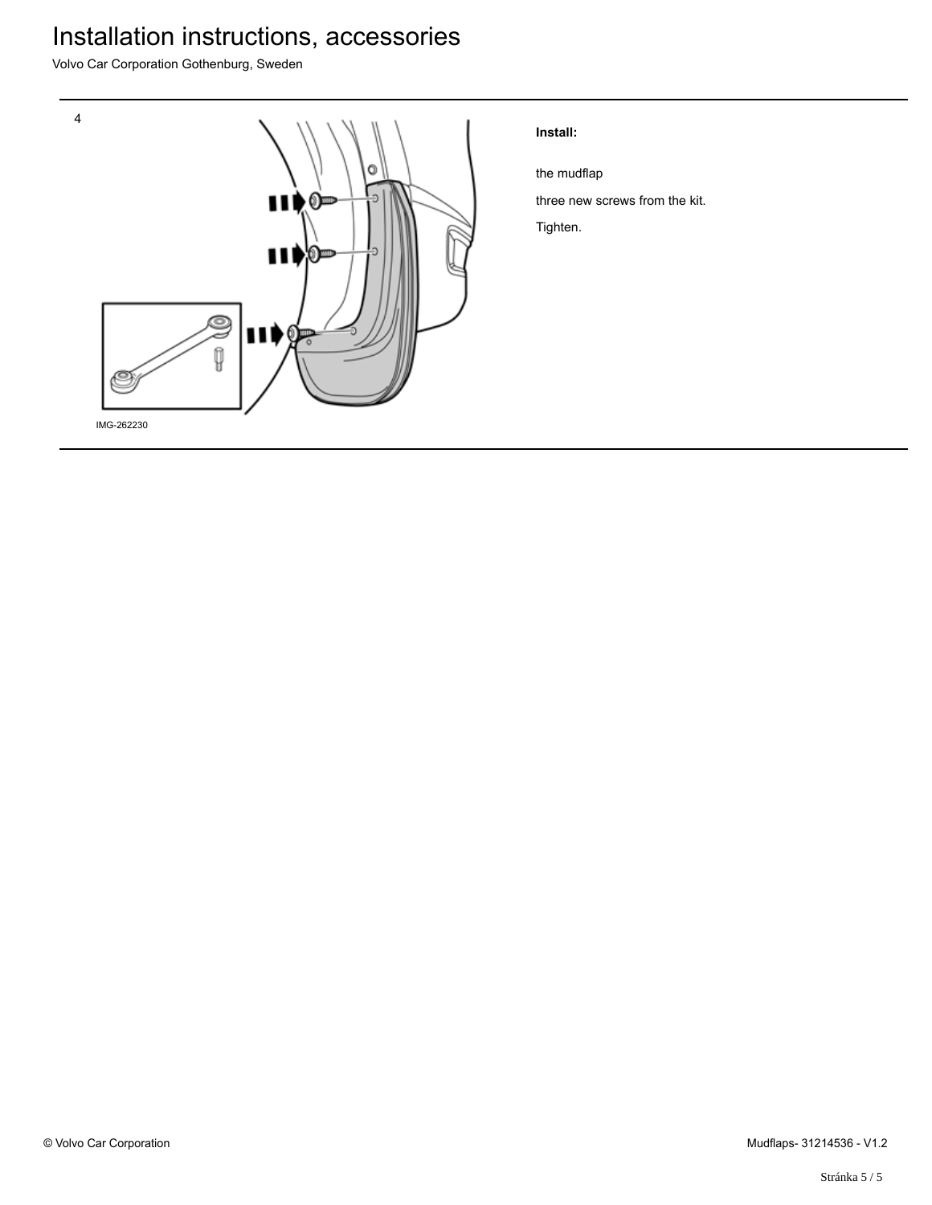4

IMG-262230

**Install:**

the mudflap

three new screws from the kit.

Tighten.